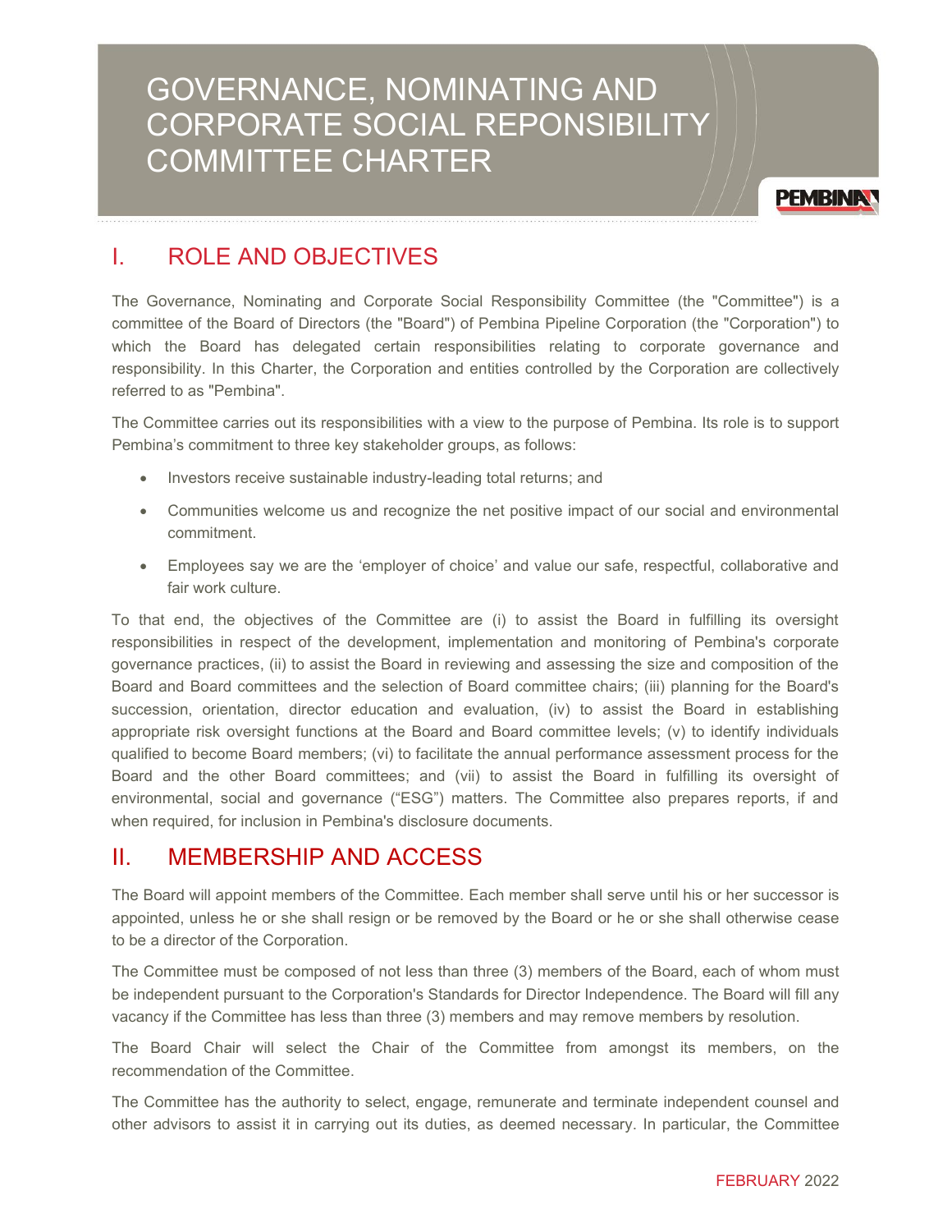# GOVERNANCE, NOMINATING AND CORPORATE SOCIAL REPONSIBILITY COMMITTEE CHARTER

## I. ROLE AND OBJECTIVES

The Governance, Nominating and Corporate Social Responsibility Committee (the "Committee") is a committee of the Board of Directors (the "Board") of Pembina Pipeline Corporation (the "Corporation") to which the Board has delegated certain responsibilities relating to corporate governance and responsibility. In this Charter, the Corporation and entities controlled by the Corporation are collectively referred to as "Pembina".

The Committee carries out its responsibilities with a view to the purpose of Pembina. Its role is to support Pembina's commitment to three key stakeholder groups, as follows:

- Investors receive sustainable industry-leading total returns; and
- Communities welcome us and recognize the net positive impact of our social and environmental commitment.
- Employees say we are the 'employer of choice' and value our safe, respectful, collaborative and fair work culture.

To that end, the objectives of the Committee are (i) to assist the Board in fulfilling its oversight responsibilities in respect of the development, implementation and monitoring of Pembina's corporate governance practices, (ii) to assist the Board in reviewing and assessing the size and composition of the Board and Board committees and the selection of Board committee chairs; (iii) planning for the Board's succession, orientation, director education and evaluation, (iv) to assist the Board in establishing appropriate risk oversight functions at the Board and Board committee levels; (v) to identify individuals qualified to become Board members; (vi) to facilitate the annual performance assessment process for the Board and the other Board committees; and (vii) to assist the Board in fulfilling its oversight of environmental, social and governance ("ESG") matters. The Committee also prepares reports, if and when required, for inclusion in Pembina's disclosure documents.

## II. MEMBERSHIP AND ACCESS

The Board will appoint members of the Committee. Each member shall serve until his or her successor is appointed, unless he or she shall resign or be removed by the Board or he or she shall otherwise cease to be a director of the Corporation.

The Committee must be composed of not less than three (3) members of the Board, each of whom must be independent pursuant to the Corporation's Standards for Director Independence. The Board will fill any vacancy if the Committee has less than three (3) members and may remove members by resolution.

The Board Chair will select the Chair of the Committee from amongst its members, on the recommendation of the Committee.

The Committee has the authority to select, engage, remunerate and terminate independent counsel and other advisors to assist it in carrying out its duties, as deemed necessary. In particular, the Committee

FEBRUARY 2022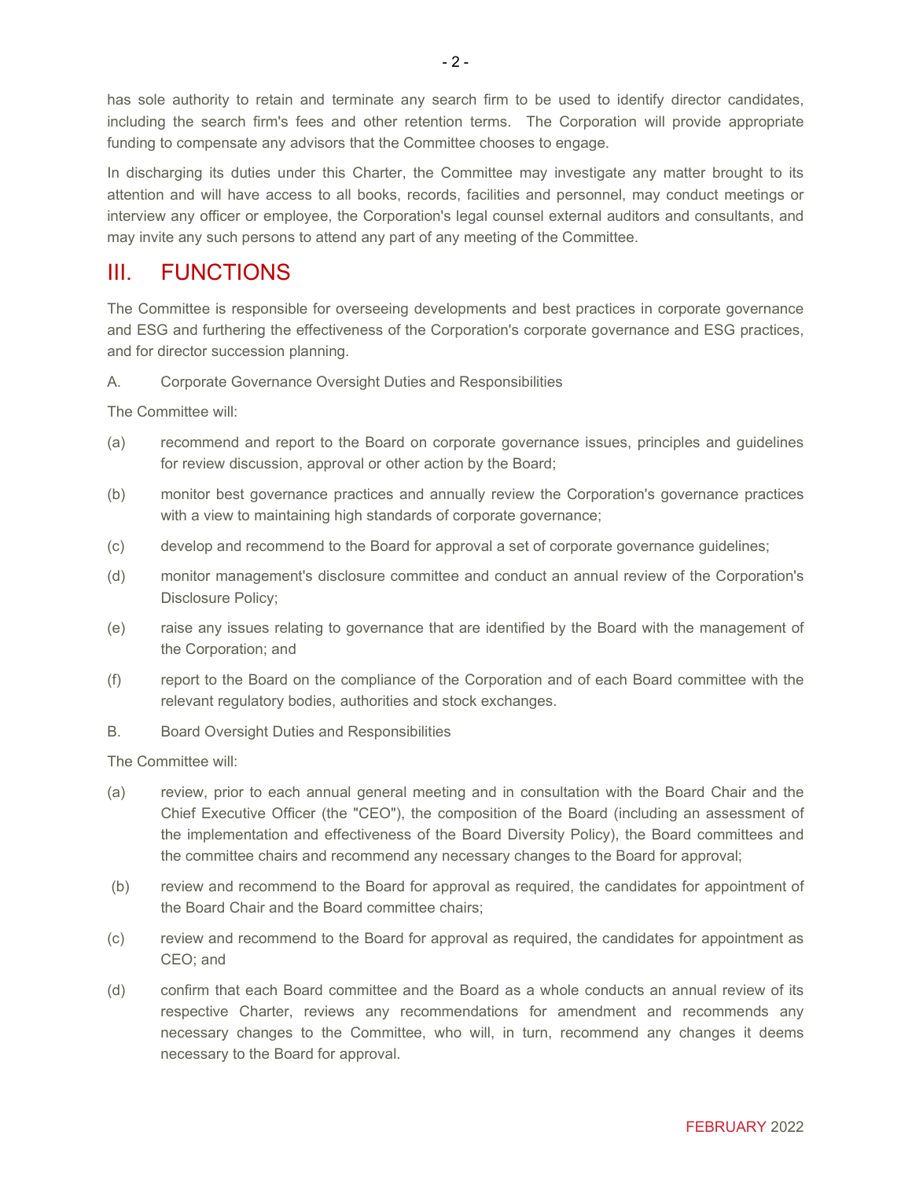has sole authority to retain and terminate any search firm to be used to identify director candidates, including the search firm's fees and other retention terms. The Corporation will provide appropriate funding to compensate any advisors that the Committee chooses to engage.

In discharging its duties under this Charter, the Committee may investigate any matter brought to its attention and will have access to all books, records, facilities and personnel, may conduct meetings or interview any officer or employee, the Corporation's legal counsel external auditors and consultants, and may invite any such persons to attend any part of any meeting of the Committee.

## III. FUNCTIONS

The Committee is responsible for overseeing developments and best practices in corporate governance and ESG and furthering the effectiveness of the Corporation's corporate governance and ESG practices, and for director succession planning.

A. Corporate Governance Oversight Duties and Responsibilities

The Committee will:

(a) recommend and report to the Board on corporate governance issues, principles and guidelines for review discussion, approval or other action by the Board;

(b) monitor best governance practices and annually review the Corporation's governance practices with a view to maintaining high standards of corporate governance;

(c) develop and recommend to the Board for approval a set of corporate governance guidelines;

(d) monitor management's disclosure committee and conduct an annual review of the Corporation's Disclosure Policy;

(e) raise any issues relating to governance that are identified by the Board with the management of the Corporation; and

(f) report to the Board on the compliance of the Corporation and of each Board committee with the relevant regulatory bodies, authorities and stock exchanges.

B. Board Oversight Duties and Responsibilities

The Committee will:

(a) review, prior to each annual general meeting and in consultation with the Board Chair and the Chief Executive Officer (the "CEO"), the composition of the Board (including an assessment of the implementation and effectiveness of the Board Diversity Policy), the Board committees and the committee chairs and recommend any necessary changes to the Board for approval;

(b) review and recommend to the Board for approval as required, the candidates for appointment of the Board Chair and the Board committee chairs;

(c) review and recommend to the Board for approval as required, the candidates for appointment as CEO; and

(d) confirm that each Board committee and the Board as a whole conducts an annual review of its respective Charter, reviews any recommendations for amendment and recommends any necessary changes to the Committee, who will, in turn, recommend any changes it deems necessary to the Board for approval.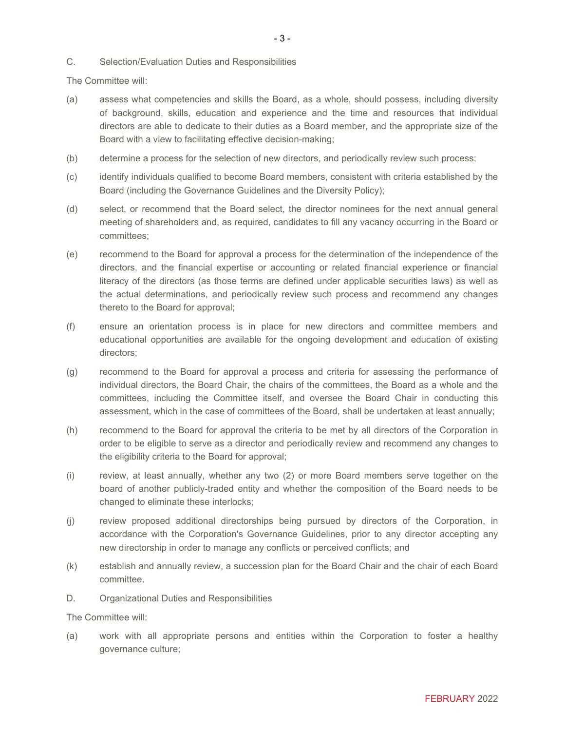C. Selection/Evaluation Duties and Responsibilities

The Committee will:

(a) assess what competencies and skills the Board, as a whole, should possess, including diversity of background, skills, education and experience and the time and resources that individual directors are able to dedicate to their duties as a Board member, and the appropriate size of the Board with a view to facilitating effective decision-making;

(b) determine a process for the selection of new directors, and periodically review such process;

(c) identify individuals qualified to become Board members, consistent with criteria established by the Board (including the Governance Guidelines and the Diversity Policy);

(d) select, or recommend that the Board select, the director nominees for the next annual general meeting of shareholders and, as required, candidates to fill any vacancy occurring in the Board or committees;

(e) recommend to the Board for approval a process for the determination of the independence of the directors, and the financial expertise or accounting or related financial experience or financial literacy of the directors (as those terms are defined under applicable securities laws) as well as the actual determinations, and periodically review such process and recommend any changes thereto to the Board for approval;

(f) ensure an orientation process is in place for new directors and committee members and educational opportunities are available for the ongoing development and education of existing directors;

(g) recommend to the Board for approval a process and criteria for assessing the performance of individual directors, the Board Chair, the chairs of the committees, the Board as a whole and the committees, including the Committee itself, and oversee the Board Chair in conducting this assessment, which in the case of committees of the Board, shall be undertaken at least annually;

(h) recommend to the Board for approval the criteria to be met by all directors of the Corporation in order to be eligible to serve as a director and periodically review and recommend any changes to the eligibility criteria to the Board for approval;

(i) review, at least annually, whether any two (2) or more Board members serve together on the board of another publicly-traded entity and whether the composition of the Board needs to be changed to eliminate these interlocks;

(j) review proposed additional directorships being pursued by directors of the Corporation, in accordance with the Corporation's Governance Guidelines, prior to any director accepting any new directorship in order to manage any conflicts or perceived conflicts; and

(k) establish and annually review, a succession plan for the Board Chair and the chair of each Board committee.

D. Organizational Duties and Responsibilities

The Committee will:

(a) work with all appropriate persons and entities within the Corporation to foster a healthy governance culture;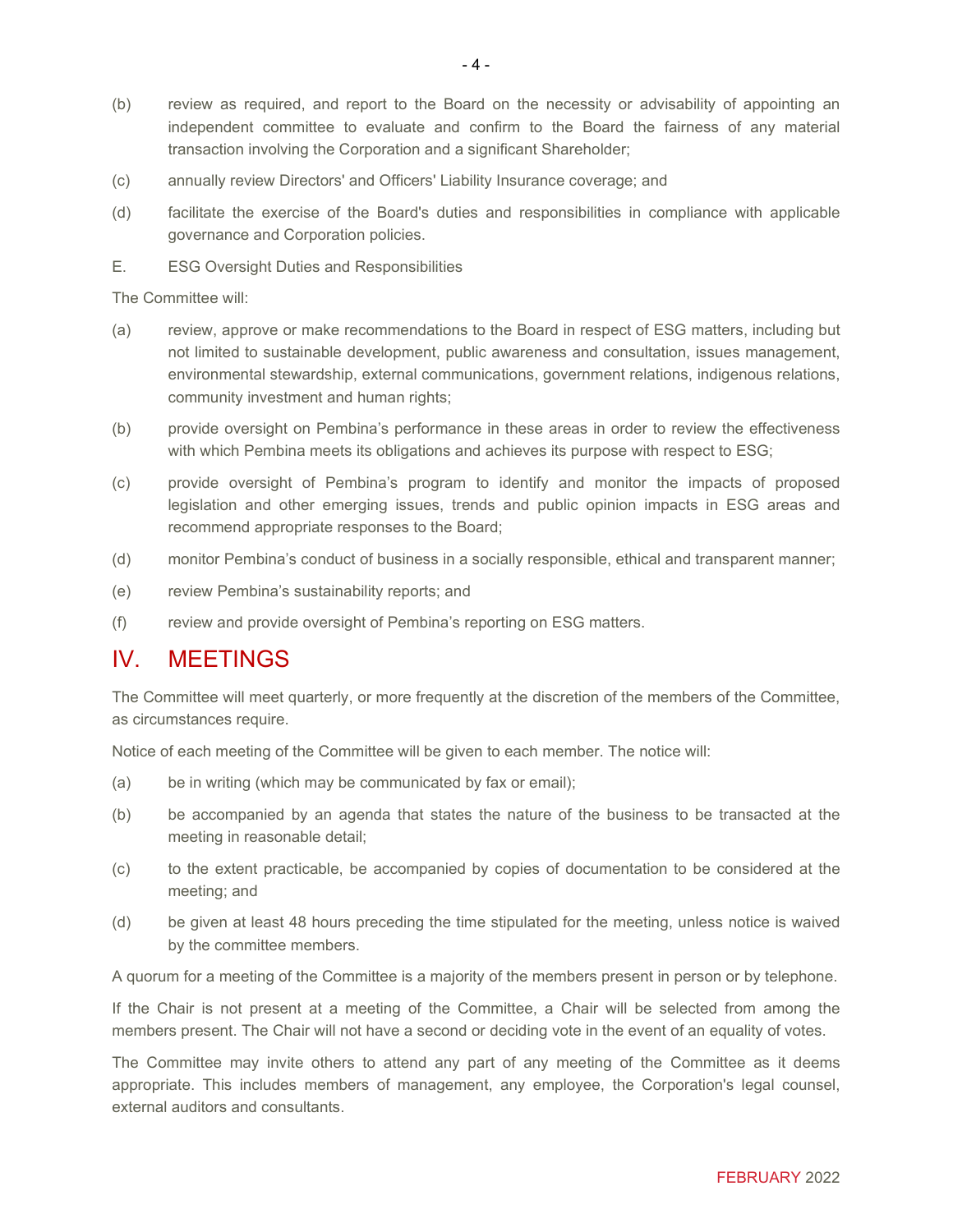(b) review as required, and report to the Board on the necessity or advisability of appointing an independent committee to evaluate and confirm to the Board the fairness of any material transaction involving the Corporation and a significant Shareholder;

(c) annually review Directors' and Officers' Liability Insurance coverage; and

(d) facilitate the exercise of the Board's duties and responsibilities in compliance with applicable governance and Corporation policies.

E. ESG Oversight Duties and Responsibilities

The Committee will:

(a) review, approve or make recommendations to the Board in respect of ESG matters, including but not limited to sustainable development, public awareness and consultation, issues management, environmental stewardship, external communications, government relations, indigenous relations, community investment and human rights;

(b) provide oversight on Pembina's performance in these areas in order to review the effectiveness with which Pembina meets its obligations and achieves its purpose with respect to ESG;

(c) provide oversight of Pembina's program to identify and monitor the impacts of proposed legislation and other emerging issues, trends and public opinion impacts in ESG areas and recommend appropriate responses to the Board;

(d) monitor Pembina's conduct of business in a socially responsible, ethical and transparent manner;

(e) review Pembina's sustainability reports; and

(f) review and provide oversight of Pembina's reporting on ESG matters.

# IV. MEETINGS

The Committee will meet quarterly, or more frequently at the discretion of the members of the Committee, as circumstances require.

Notice of each meeting of the Committee will be given to each member. The notice will:

(a) be in writing (which may be communicated by fax or email);

(b) be accompanied by an agenda that states the nature of the business to be transacted at the meeting in reasonable detail;

(c) to the extent practicable, be accompanied by copies of documentation to be considered at the meeting; and

(d) be given at least 48 hours preceding the time stipulated for the meeting, unless notice is waived by the committee members.

A quorum for a meeting of the Committee is a majority of the members present in person or by telephone.

If the Chair is not present at a meeting of the Committee, a Chair will be selected from among the members present. The Chair will not have a second or deciding vote in the event of an equality of votes.

The Committee may invite others to attend any part of any meeting of the Committee as it deems appropriate. This includes members of management, any employee, the Corporation's legal counsel, external auditors and consultants.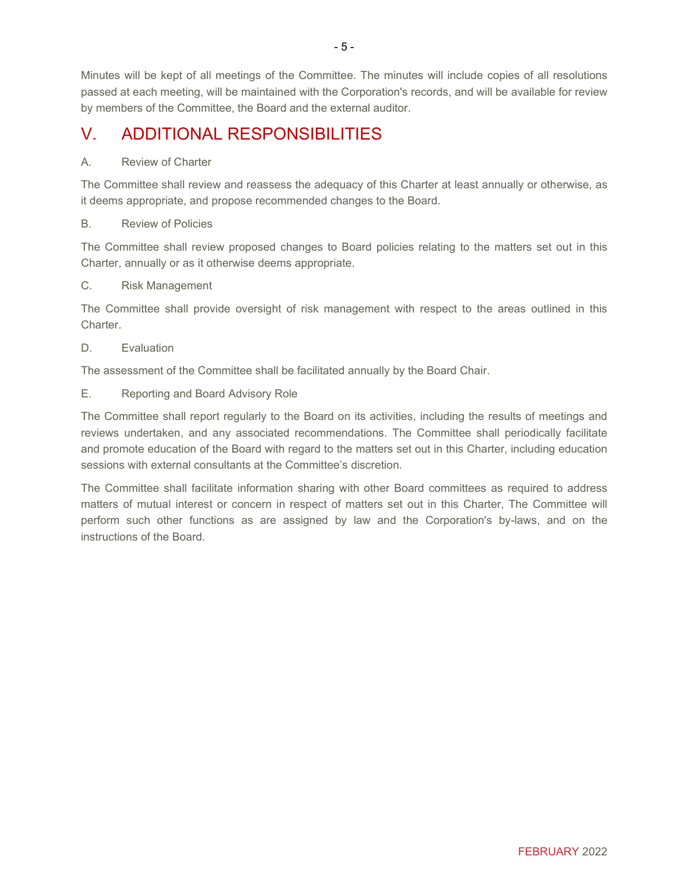Minutes will be kept of all meetings of the Committee. The minutes will include copies of all resolutions passed at each meeting, will be maintained with the Corporation's records, and will be available for review by members of the Committee, the Board and the external auditor.

# V. ADDITIONAL RESPONSIBILITIES

A. Review of Charter

The Committee shall review and reassess the adequacy of this Charter at least annually or otherwise, as it deems appropriate, and propose recommended changes to the Board.

B. Review of Policies

The Committee shall review proposed changes to Board policies relating to the matters set out in this Charter, annually or as it otherwise deems appropriate.

C. Risk Management

The Committee shall provide oversight of risk management with respect to the areas outlined in this Charter.

D. Evaluation

The assessment of the Committee shall be facilitated annually by the Board Chair.

E. Reporting and Board Advisory Role

The Committee shall report regularly to the Board on its activities, including the results of meetings and reviews undertaken, and any associated recommendations. The Committee shall periodically facilitate and promote education of the Board with regard to the matters set out in this Charter, including education sessions with external consultants at the Committee's discretion.

The Committee shall facilitate information sharing with other Board committees as required to address matters of mutual interest or concern in respect of matters set out in this Charter, The Committee will perform such other functions as are assigned by law and the Corporation's by-laws, and on the instructions of the Board.